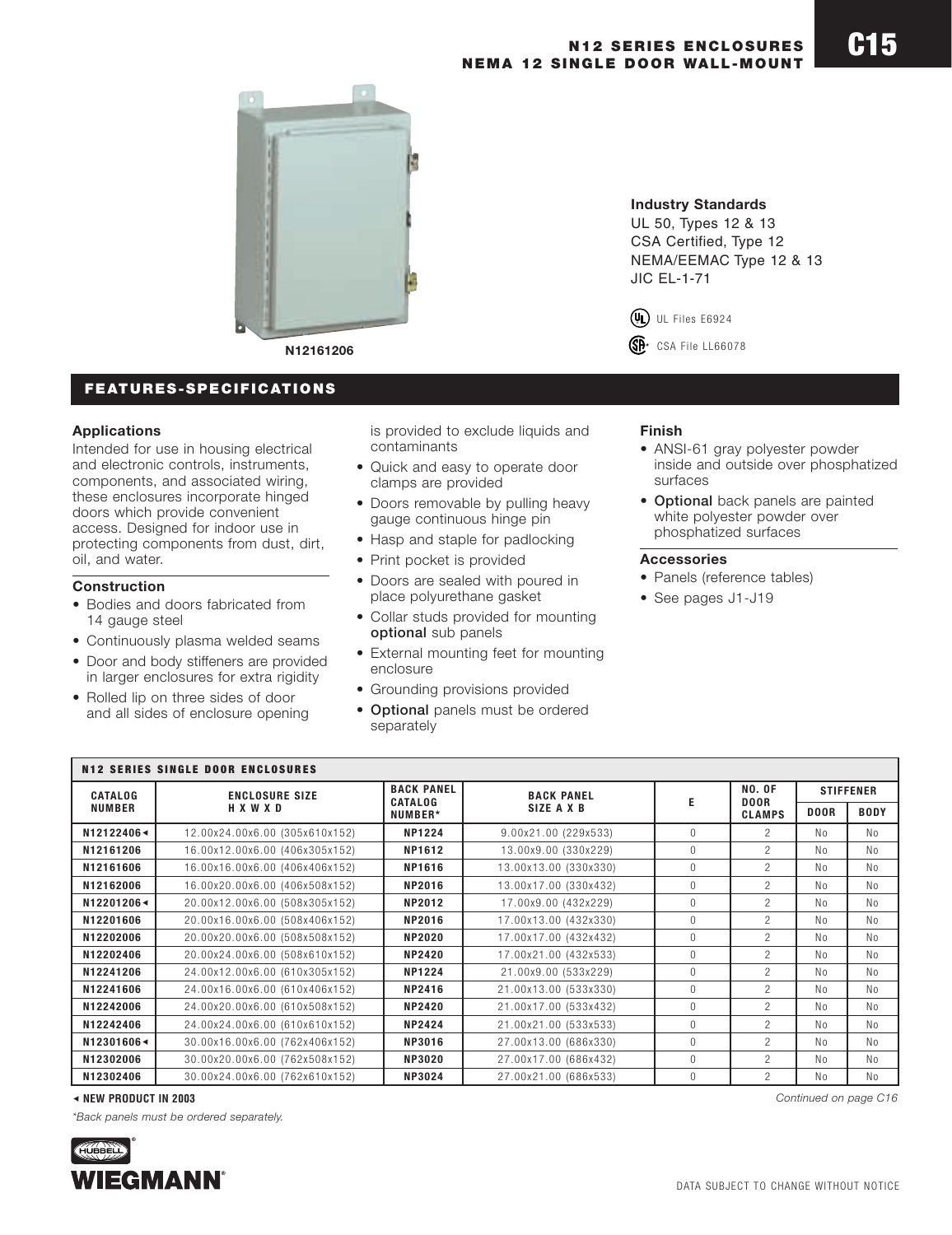# N12 SERIES ENCLOSURES
## NEMA 12 SINGLE DOOR WALL-MOUNT

N12161206

### Industry Standards

UL 50, Types 12 & 13
CSA Certified, Type 12
NEMA/EEMAC Type 12 & 13
JIC EL-1-71

UL Files E6924

CSA File LL66078

## FEATURES-SPECIFICATIONS

### Applications

Intended for use in housing electrical and electronic controls, instruments, components, and associated wiring, these enclosures incorporate hinged doors which provide convenient access. Designed for indoor use in protecting components from dust, dirt, oil, and water.

### Construction

- Bodies and doors fabricated from 14 gauge steel
- Continuously plasma welded seams
- Door and body stiffeners are provided in larger enclosures for extra rigidity
- Rolled lip on three sides of door and all sides of enclosure opening is provided to exclude liquids and contaminants
- Quick and easy to operate door clamps are provided
- Doors removable by pulling heavy gauge continuous hinge pin
- Hasp and staple for padlocking
- Print pocket is provided
- Doors are sealed with poured in place polyurethane gasket
- Collar studs provided for mounting **optional** sub panels
- External mounting feet for mounting enclosure
- Grounding provisions provided
- **Optional** panels must be ordered separately

### Finish

- ANSI-61 gray polyester powder inside and outside over phosphatized surfaces
- **Optional** back panels are painted white polyester powder over phosphatized surfaces

### Accessories

- Panels (reference tables)
- See pages J1-J19

**N12 SERIES SINGLE DOOR ENCLOSURES**

| CATALOG NUMBER | ENCLOSURE SIZE H X W X D | BACK PANEL CATALOG NUMBER* | BACK PANEL SIZE A X B | E | NO. OF DOOR CLAMPS | STIFFENER | |
|---|---|---|---|---|---|---|---|
| | | | | | | DOOR | BODY |
| N12122406◄ | 12.00x24.00x6.00 (305x610x152) | NP1224 | 9.00x21.00 (229x533) | 0 | 2 | No | No |
| N12161206 | 16.00x12.00x6.00 (406x305x152) | NP1612 | 13.00x9.00 (330x229) | 0 | 2 | No | No |
| N12161606 | 16.00x16.00x6.00 (406x406x152) | NP1616 | 13.00x13.00 (330x330) | 0 | 2 | No | No |
| N12162006 | 16.00x20.00x6.00 (406x508x152) | NP2016 | 13.00x17.00 (330x432) | 0 | 2 | No | No |
| N12201206◄ | 20.00x12.00x6.00 (508x305x152) | NP2012 | 17.00x9.00 (432x229) | 0 | 2 | No | No |
| N12201606 | 20.00x16.00x6.00 (508x406x152) | NP2016 | 17.00x13.00 (432x330) | 0 | 2 | No | No |
| N12202006 | 20.00x20.00x6.00 (508x508x152) | NP2020 | 17.00x17.00 (432x432) | 0 | 2 | No | No |
| N12202406 | 20.00x24.00x6.00 (508x610x152) | NP2420 | 17.00x21.00 (432x533) | 0 | 2 | No | No |
| N12241206 | 24.00x12.00x6.00 (610x305x152) | NP1224 | 21.00x9.00 (533x229) | 0 | 2 | No | No |
| N12241606 | 24.00x16.00x6.00 (610x406x152) | NP2416 | 21.00x13.00 (533x330) | 0 | 2 | No | No |
| N12242006 | 24.00x20.00x6.00 (610x508x152) | NP2420 | 21.00x17.00 (533x432) | 0 | 2 | No | No |
| N12242406 | 24.00x24.00x6.00 (610x610x152) | NP2424 | 21.00x21.00 (533x533) | 0 | 2 | No | No |
| N12301606◄ | 30.00x16.00x6.00 (762x406x152) | NP3016 | 27.00x13.00 (686x330) | 0 | 2 | No | No |
| N12302006 | 30.00x20.00x6.00 (762x508x152) | NP3020 | 27.00x17.00 (686x432) | 0 | 2 | No | No |
| N12302406 | 30.00x24.00x6.00 (762x610x152) | NP3024 | 27.00x21.00 (686x533) | 0 | 2 | No | No |

◄ **NEW PRODUCT IN 2003**

*Continued on page C16*

*Back panels must be ordered separately.*

HUBBELL WIEGMANN

DATA SUBJECT TO CHANGE WITHOUT NOTICE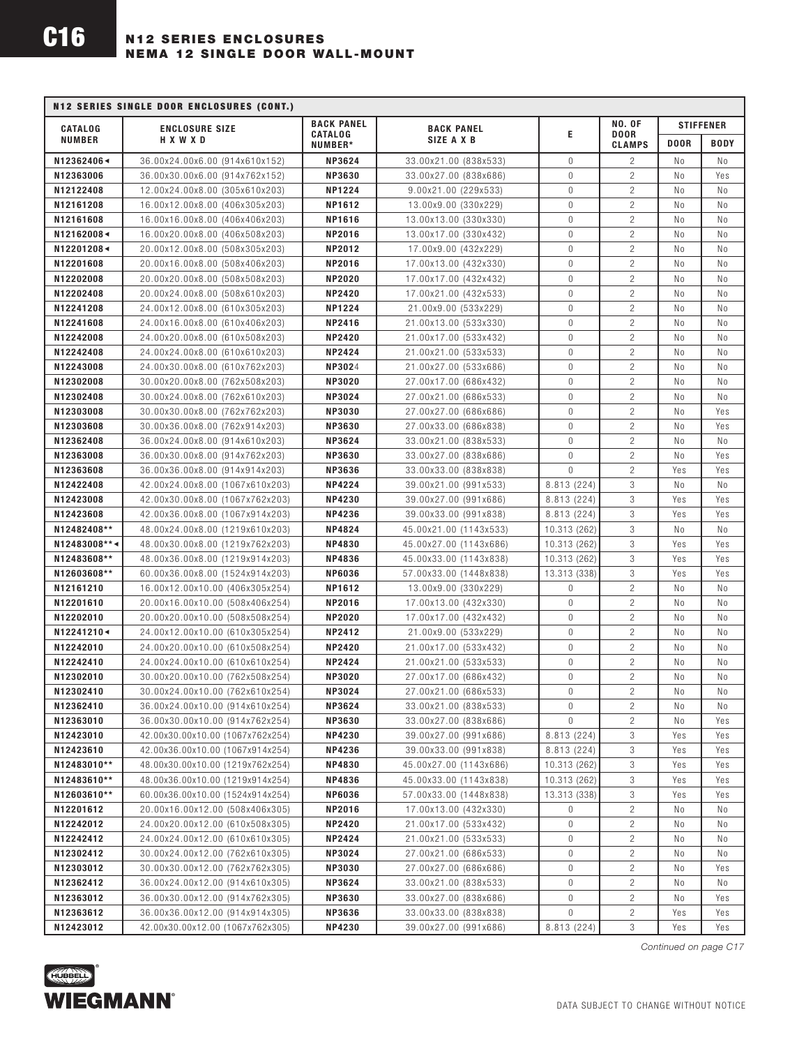# N12 SERIES ENCLOSURES
## NEMA 12 SINGLE DOOR WALL-MOUNT

| N12 SERIES SINGLE DOOR ENCLOSURES (CONT.) | | | | | | | |
|---|---|---|---|---|---|---|---|
| CATALOG NUMBER | ENCLOSURE SIZE H X W X D | BACK PANEL CATALOG NUMBER* | BACK PANEL SIZE A X B | E | NO. OF DOOR CLAMPS | STIFFENER | |
| | | | | | | DOOR | BODY |
| N12362406◄ | 36.00x24.00x6.00 (914x610x152) | NP3624 | 33.00x21.00 (838x533) | 0 | 2 | No | No |
| N12363006 | 36.00x30.00x6.00 (914x762x152) | NP3630 | 33.00x27.00 (838x686) | 0 | 2 | No | Yes |
| N12122408 | 12.00x24.00x8.00 (305x610x203) | NP1224 | 9.00x21.00 (229x533) | 0 | 2 | No | No |
| N12161208 | 16.00x12.00x8.00 (406x305x203) | NP1612 | 13.00x9.00 (330x229) | 0 | 2 | No | No |
| N12161608 | 16.00x16.00x8.00 (406x406x203) | NP1616 | 13.00x13.00 (330x330) | 0 | 2 | No | No |
| N12162008◄ | 16.00x20.00x8.00 (406x508x203) | NP2016 | 13.00x17.00 (330x432) | 0 | 2 | No | No |
| N12201208◄ | 20.00x12.00x8.00 (508x305x203) | NP2012 | 17.00x9.00 (432x229) | 0 | 2 | No | No |
| N12201608 | 20.00x16.00x8.00 (508x406x203) | NP2016 | 17.00x13.00 (432x330) | 0 | 2 | No | No |
| N12202008 | 20.00x20.00x8.00 (508x508x203) | NP2020 | 17.00x17.00 (432x432) | 0 | 2 | No | No |
| N12202408 | 20.00x24.00x8.00 (508x610x203) | NP2420 | 17.00x21.00 (432x533) | 0 | 2 | No | No |
| N12241208 | 24.00x12.00x8.00 (610x305x203) | NP1224 | 21.00x9.00 (533x229) | 0 | 2 | No | No |
| N12241608 | 24.00x16.00x8.00 (610x406x203) | NP2416 | 21.00x13.00 (533x330) | 0 | 2 | No | No |
| N12242008 | 24.00x20.00x8.00 (610x508x203) | NP2420 | 21.00x17.00 (533x432) | 0 | 2 | No | No |
| N12242408 | 24.00x24.00x8.00 (610x610x203) | NP2424 | 21.00x21.00 (533x533) | 0 | 2 | No | No |
| N12243008 | 24.00x30.00x8.00 (610x762x203) | NP3024 | 21.00x27.00 (533x686) | 0 | 2 | No | No |
| N12302008 | 30.00x20.00x8.00 (762x508x203) | NP3020 | 27.00x17.00 (686x432) | 0 | 2 | No | No |
| N12302408 | 30.00x24.00x8.00 (762x610x203) | NP3024 | 27.00x21.00 (686x533) | 0 | 2 | No | No |
| N12303008 | 30.00x30.00x8.00 (762x762x203) | NP3030 | 27.00x27.00 (686x686) | 0 | 2 | No | Yes |
| N12303608 | 30.00x36.00x8.00 (762x914x203) | NP3630 | 27.00x33.00 (686x838) | 0 | 2 | No | Yes |
| N12362408 | 36.00x24.00x8.00 (914x610x203) | NP3624 | 33.00x21.00 (838x533) | 0 | 2 | No | No |
| N12363008 | 36.00x30.00x8.00 (914x762x203) | NP3630 | 33.00x27.00 (838x686) | 0 | 2 | No | Yes |
| N12363608 | 36.00x36.00x8.00 (914x914x203) | NP3636 | 33.00x33.00 (838x838) | 0 | 2 | Yes | Yes |
| N12422408 | 42.00x24.00x8.00 (1067x610x203) | NP4224 | 39.00x21.00 (991x533) | 8.813 (224) | 3 | No | No |
| N12423008 | 42.00x30.00x8.00 (1067x762x203) | NP4230 | 39.00x27.00 (991x686) | 8.813 (224) | 3 | Yes | Yes |
| N12423608 | 42.00x36.00x8.00 (1067x914x203) | NP4236 | 39.00x33.00 (991x838) | 8.813 (224) | 3 | Yes | Yes |
| N12482408** | 48.00x24.00x8.00 (1219x610x203) | NP4824 | 45.00x21.00 (1143x533) | 10.313 (262) | 3 | No | No |
| N12483008**◄ | 48.00x30.00x8.00 (1219x762x203) | NP4830 | 45.00x27.00 (1143x686) | 10.313 (262) | 3 | Yes | Yes |
| N12483608** | 48.00x36.00x8.00 (1219x914x203) | NP4836 | 45.00x33.00 (1143x838) | 10.313 (262) | 3 | Yes | Yes |
| N12603608** | 60.00x36.00x8.00 (1524x914x203) | NP6036 | 57.00x33.00 (1448x838) | 13.313 (338) | 3 | Yes | Yes |
| N12161210 | 16.00x12.00x10.00 (406x305x254) | NP1612 | 13.00x9.00 (330x229) | 0 | 2 | No | No |
| N12201610 | 20.00x16.00x10.00 (508x406x254) | NP2016 | 17.00x13.00 (432x330) | 0 | 2 | No | No |
| N12202010 | 20.00x20.00x10.00 (508x508x254) | NP2020 | 17.00x17.00 (432x432) | 0 | 2 | No | No |
| N12241210◄ | 24.00x12.00x10.00 (610x305x254) | NP2412 | 21.00x9.00 (533x229) | 0 | 2 | No | No |
| N12242010 | 24.00x20.00x10.00 (610x508x254) | NP2420 | 21.00x17.00 (533x432) | 0 | 2 | No | No |
| N12242410 | 24.00x24.00x10.00 (610x610x254) | NP2424 | 21.00x21.00 (533x533) | 0 | 2 | No | No |
| N12302010 | 30.00x20.00x10.00 (762x508x254) | NP3020 | 27.00x17.00 (686x432) | 0 | 2 | No | No |
| N12302410 | 30.00x24.00x10.00 (762x610x254) | NP3024 | 27.00x21.00 (686x533) | 0 | 2 | No | No |
| N12362410 | 36.00x24.00x10.00 (914x610x254) | NP3624 | 33.00x21.00 (838x533) | 0 | 2 | No | No |
| N12363010 | 36.00x30.00x10.00 (914x762x254) | NP3630 | 33.00x27.00 (838x686) | 0 | 2 | No | Yes |
| N12423010 | 42.00x30.00x10.00 (1067x762x254) | NP4230 | 39.00x27.00 (991x686) | 8.813 (224) | 3 | Yes | Yes |
| N12423610 | 42.00x36.00x10.00 (1067x914x254) | NP4236 | 39.00x33.00 (991x838) | 8.813 (224) | 3 | Yes | Yes |
| N12483010** | 48.00x30.00x10.00 (1219x762x254) | NP4830 | 45.00x27.00 (1143x686) | 10.313 (262) | 3 | Yes | Yes |
| N12483610** | 48.00x36.00x10.00 (1219x914x254) | NP4836 | 45.00x33.00 (1143x838) | 10.313 (262) | 3 | Yes | Yes |
| N12603610** | 60.00x36.00x10.00 (1524x914x254) | NP6036 | 57.00x33.00 (1448x838) | 13.313 (338) | 3 | Yes | Yes |
| N12201612 | 20.00x16.00x12.00 (508x406x305) | NP2016 | 17.00x13.00 (432x330) | 0 | 2 | No | No |
| N12242012 | 24.00x20.00x12.00 (610x508x305) | NP2420 | 21.00x17.00 (533x432) | 0 | 2 | No | No |
| N12242412 | 24.00x24.00x12.00 (610x610x305) | NP2424 | 21.00x21.00 (533x533) | 0 | 2 | No | No |
| N12302412 | 30.00x24.00x12.00 (762x610x305) | NP3024 | 27.00x21.00 (686x533) | 0 | 2 | No | No |
| N12303012 | 30.00x30.00x12.00 (762x762x305) | NP3030 | 27.00x27.00 (686x686) | 0 | 2 | No | Yes |
| N12362412 | 36.00x24.00x12.00 (914x610x305) | NP3624 | 33.00x21.00 (838x533) | 0 | 2 | No | No |
| N12363012 | 36.00x30.00x12.00 (914x762x305) | NP3630 | 33.00x27.00 (838x686) | 0 | 2 | No | Yes |
| N12363612 | 36.00x36.00x12.00 (914x914x305) | NP3636 | 33.00x33.00 (838x838) | 0 | 2 | Yes | Yes |
| N12423012 | 42.00x30.00x12.00 (1067x762x305) | NP4230 | 39.00x27.00 (991x686) | 8.813 (224) | 3 | Yes | Yes |

*Continued on page C17*

DATA SUBJECT TO CHANGE WITHOUT NOTICE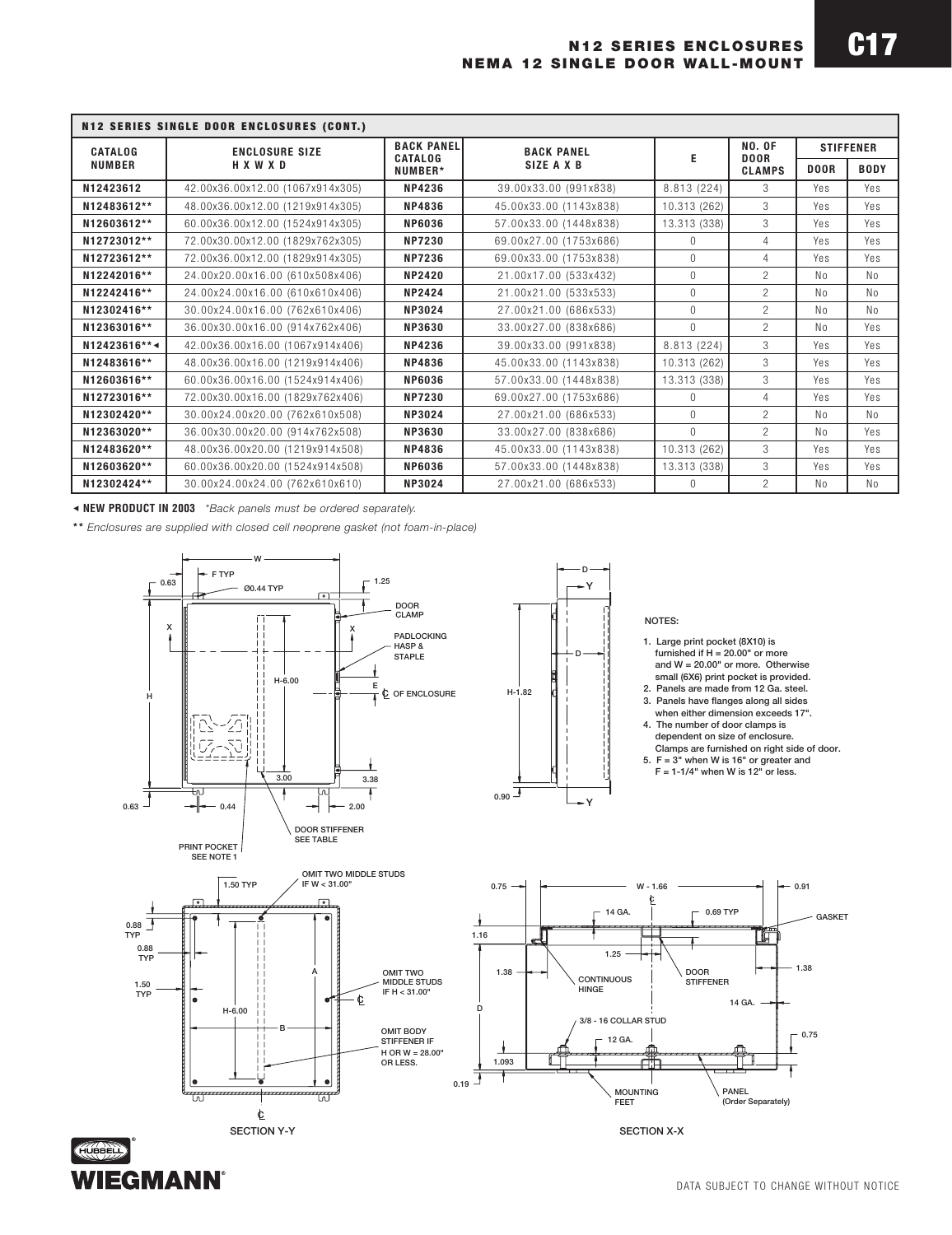# N12 SERIES ENCLOSURES
## NEMA 12 SINGLE DOOR WALL-MOUNT

**N12 SERIES SINGLE DOOR ENCLOSURES (CONT.)**

| CATALOG NUMBER | ENCLOSURE SIZE H X W X D | BACK PANEL CATALOG NUMBER* | BACK PANEL SIZE A X B | E | NO. OF DOOR CLAMPS | STIFFENER | |
|---|---|---|---|---|---|---|---|
| | | | | | | DOOR | BODY |
| N12423612 | 42.00x36.00x12.00 (1067x914x305) | NP4236 | 39.00x33.00 (991x838) | 8.813 (224) | 3 | Yes | Yes |
| N12483612** | 48.00x36.00x12.00 (1219x914x305) | NP4836 | 45.00x33.00 (1143x838) | 10.313 (262) | 3 | Yes | Yes |
| N12603612** | 60.00x36.00x12.00 (1524x914x305) | NP6036 | 57.00x33.00 (1448x838) | 13.313 (338) | 3 | Yes | Yes |
| N12723012** | 72.00x30.00x12.00 (1829x762x305) | NP7230 | 69.00x27.00 (1753x686) | 0 | 4 | Yes | Yes |
| N12723612** | 72.00x36.00x12.00 (1829x914x305) | NP7236 | 69.00x33.00 (1753x838) | 0 | 4 | Yes | Yes |
| N12242016** | 24.00x20.00x16.00 (610x508x406) | NP2420 | 21.00x17.00 (533x432) | 0 | 2 | No | No |
| N12242416** | 24.00x24.00x16.00 (610x610x406) | NP2424 | 21.00x21.00 (533x533) | 0 | 2 | No | No |
| N12302416** | 30.00x24.00x16.00 (762x610x406) | NP3024 | 27.00x21.00 (686x533) | 0 | 2 | No | No |
| N12363016** | 36.00x30.00x16.00 (914x762x406) | NP3630 | 33.00x27.00 (838x686) | 0 | 2 | No | Yes |
| N12423616**◄ | 42.00x36.00x16.00 (1067x914x406) | NP4236 | 39.00x33.00 (991x838) | 8.813 (224) | 3 | Yes | Yes |
| N12483616** | 48.00x36.00x16.00 (1219x914x406) | NP4836 | 45.00x33.00 (1143x838) | 10.313 (262) | 3 | Yes | Yes |
| N12603616** | 60.00x36.00x16.00 (1524x914x406) | NP6036 | 57.00x33.00 (1448x838) | 13.313 (338) | 3 | Yes | Yes |
| N12723016** | 72.00x30.00x16.00 (1829x762x406) | NP7230 | 69.00x27.00 (1753x686) | 0 | 4 | Yes | Yes |
| N12302420** | 30.00x24.00x20.00 (762x610x508) | NP3024 | 27.00x21.00 (686x533) | 0 | 2 | No | No |
| N12363020** | 36.00x30.00x20.00 (914x762x508) | NP3630 | 33.00x27.00 (838x686) | 0 | 2 | No | Yes |
| N12483620** | 48.00x36.00x20.00 (1219x914x508) | NP4836 | 45.00x33.00 (1143x838) | 10.313 (262) | 3 | Yes | Yes |
| N12603620** | 60.00x36.00x20.00 (1524x914x508) | NP6036 | 57.00x33.00 (1448x838) | 13.313 (338) | 3 | Yes | Yes |
| N12302424** | 30.00x24.00x24.00 (762x610x610) | NP3024 | 27.00x21.00 (686x533) | 0 | 2 | No | No |

◄ **NEW PRODUCT IN 2003** *\*Back panels must be ordered separately.*

\*\* *Enclosures are supplied with closed cell neoprene gasket (not foam-in-place)*

NOTES:

1. Large print pocket (8X10) is furnished if H = 20.00" or more and W = 20.00" or more. Otherwise small (6X6) print pocket is provided.
2. Panels are made from 12 Ga. steel.
3. Panels have flanges along all sides when either dimension exceeds 17".
4. The number of door clamps is dependent on size of enclosure. Clamps are furnished on right side of door.
5. F = 3" when W is 16" or greater and F = 1-1/4" when W is 12" or less.

SECTION Y-Y

SECTION X-X

DATA SUBJECT TO CHANGE WITHOUT NOTICE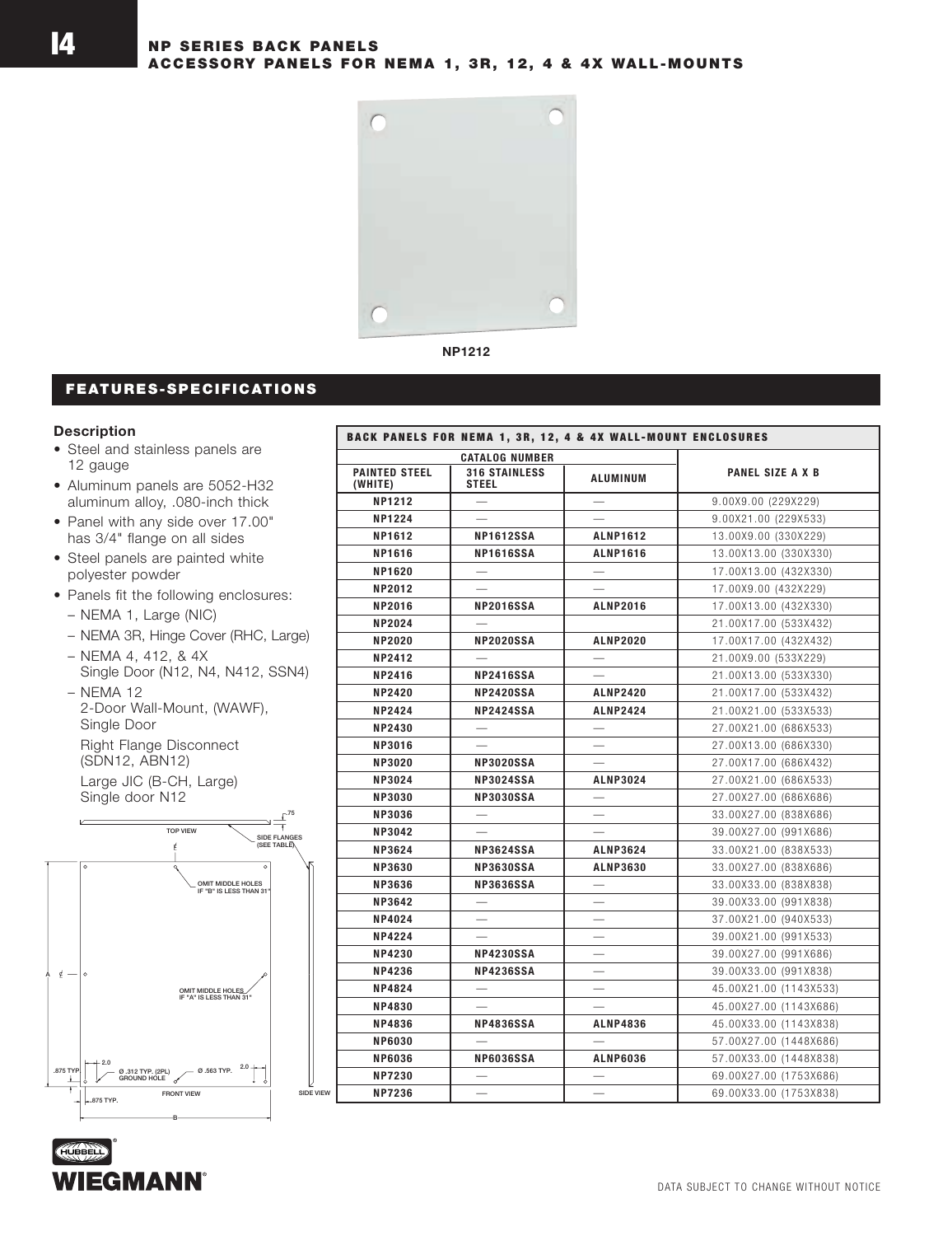# NP SERIES BACK PANELS
## ACCESSORY PANELS FOR NEMA 1, 3R, 12, 4 & 4X WALL-MOUNTS

NP1212

## FEATURES-SPECIFICATIONS

### Description

- Steel and stainless panels are 12 gauge
- Aluminum panels are 5052-H32 aluminum alloy, .080-inch thick
- Panel with any side over 17.00" has 3/4" flange on all sides
- Steel panels are painted white polyester powder
- Panels fit the following enclosures:
  - NEMA 1, Large (NIC)
  - NEMA 3R, Hinge Cover (RHC, Large)
  - NEMA 4, 412, & 4X Single Door (N12, N4, N412, SSN4)
  - NEMA 12 2-Door Wall-Mount, (WAWF), Single Door

    Right Flange Disconnect (SDN12, ABN12)

    Large JIC (B-CH, Large) Single door N12

.75
TOP VIEW
SIDE FLANGES (SEE TABLE)
OMIT MIDDLE HOLES IF "B" IS LESS THAN 31"
A
OMIT MIDDLE HOLES IF "A" IS LESS THAN 31"
.875 TYP
2.0
Ø .312 TYP. (2PL) GROUND HOLE
Ø .563 TYP.
2.0
FRONT VIEW
SIDE VIEW
.875 TYP.
B

**BACK PANELS FOR NEMA 1, 3R, 12, 4 & 4X WALL-MOUNT ENCLOSURES**

| CATALOG NUMBER | | | PANEL SIZE A X B |
|---|---|---|---|
| PAINTED STEEL (WHITE) | 316 STAINLESS STEEL | ALUMINUM | |
| NP1212 | — | — | 9.00X9.00 (229X229) |
| NP1224 | — | — | 9.00X21.00 (229X533) |
| NP1612 | NP1612SSA | ALNP1612 | 13.00X9.00 (330X229) |
| NP1616 | NP1616SSA | ALNP1616 | 13.00X13.00 (330X330) |
| NP1620 | — | — | 17.00X13.00 (432X330) |
| NP2012 | — | — | 17.00X9.00 (432X229) |
| NP2016 | NP2016SSA | ALNP2016 | 17.00X13.00 (432X330) |
| NP2024 | — | | 21.00X17.00 (533X432) |
| NP2020 | NP2020SSA | ALNP2020 | 17.00X17.00 (432X432) |
| NP2412 | — | — | 21.00X9.00 (533X229) |
| NP2416 | NP2416SSA | — | 21.00X13.00 (533X330) |
| NP2420 | NP2420SSA | ALNP2420 | 21.00X17.00 (533X432) |
| NP2424 | NP2424SSA | ALNP2424 | 21.00X21.00 (533X533) |
| NP2430 | — | — | 27.00X21.00 (686X533) |
| NP3016 | — | — | 27.00X13.00 (686X330) |
| NP3020 | NP3020SSA | — | 27.00X17.00 (686X432) |
| NP3024 | NP3024SSA | ALNP3024 | 27.00X21.00 (686X533) |
| NP3030 | NP3030SSA | — | 27.00X27.00 (686X686) |
| NP3036 | — | — | 33.00X27.00 (838X686) |
| NP3042 | — | — | 39.00X27.00 (991X686) |
| NP3624 | NP3624SSA | ALNP3624 | 33.00X21.00 (838X533) |
| NP3630 | NP3630SSA | ALNP3630 | 33.00X27.00 (838X686) |
| NP3636 | NP3636SSA | — | 33.00X33.00 (838X838) |
| NP3642 | — | — | 39.00X33.00 (991X838) |
| NP4024 | — | — | 37.00X21.00 (940X533) |
| NP4224 | — | — | 39.00X21.00 (991X533) |
| NP4230 | NP4230SSA | — | 39.00X27.00 (991X686) |
| NP4236 | NP4236SSA | — | 39.00X33.00 (991X838) |
| NP4824 | — | — | 45.00X21.00 (1143X533) |
| NP4830 | — | — | 45.00X27.00 (1143X686) |
| NP4836 | NP4836SSA | ALNP4836 | 45.00X33.00 (1143X838) |
| NP6030 | — | — | 57.00X27.00 (1448X686) |
| NP6036 | NP6036SSA | ALNP6036 | 57.00X33.00 (1448X838) |
| NP7230 | — | — | 69.00X27.00 (1753X686) |
| NP7236 | — | — | 69.00X33.00 (1753X838) |

HUBBELL WIEGMANN

DATA SUBJECT TO CHANGE WITHOUT NOTICE